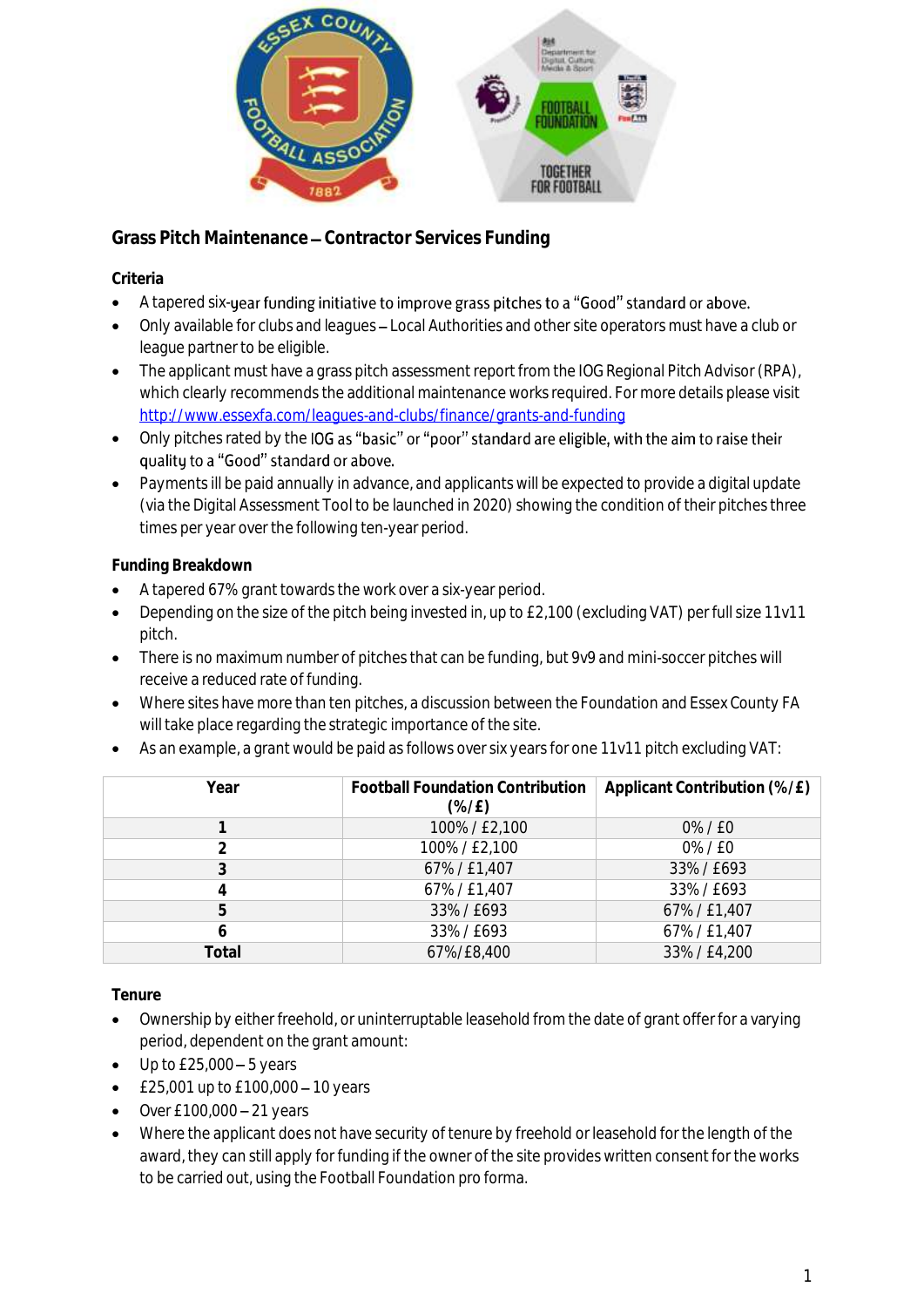## Grass Pitch Maintenance – Contractor Services Funding

### Criteria

- A tapered six-year funding initiative to improve grass pitches to a "Good" standard or above.
- Only available for clubs and leagues – Local Authorities and other site operators must have a club or league partner to be eligible.
- The applicant must have a grass pitch assessment report from the IOG Regional Pitch Advisor (RPA), which clearly recommends the additional maintenance works required. For more details please visit http://www.essexfa.com/leagues-and-clubs/finance/grants-and-funding
- Only pitches rated by the IOG as "basic" or "poor" standard are eligible, with the aim to raise their quality to a "Good" standard or above.
- Payments ill be paid annually in advance, and applicants will be expected to provide a digital update (via the Digital Assessment Tool to be launched in 2020) showing the condition of their pitches three times per year over the following ten-year period.

### Funding Breakdown

- A tapered 67% grant towards the work over a six-year period.
- Depending on the size of the pitch being invested in, up to £2,100 (excluding VAT) per full size 11v11 pitch.
- There is no maximum number of pitches that can be funding, but 9v9 and mini-soccer pitches will receive a reduced rate of funding.
- Where sites have more than ten pitches, a discussion between the Foundation and Essex County FA will take place regarding the strategic importance of the site.
- As an example, a grant would be paid as follows over six years for one 11v11 pitch excluding VAT:

| Year | Football Foundation Contribution (%/£) | Applicant Contribution (%/£) |
|---|---|---|
| **1** | 100% / £2,100 | 0% / £0 |
| **2** | 100% / £2,100 | 0% / £0 |
| **3** | 67% / £1,407 | 33% / £693 |
| **4** | 67% / £1,407 | 33% / £693 |
| **5** | 33% / £693 | 67% / £1,407 |
| **6** | 33% / £693 | 67% / £1,407 |
| **Total** | 67%/£8,400 | 33% / £4,200 |

### Tenure

- Ownership by either freehold, or uninterruptable leasehold from the date of grant offer for a varying period, dependent on the grant amount:
- Up to £25,000 – 5 years
- £25,001 up to £100,000 – 10 years
- Over £100,000 – 21 years
- Where the applicant does not have security of tenure by freehold or leasehold for the length of the award, they can still apply for funding if the owner of the site provides written consent for the works to be carried out, using the Football Foundation pro forma.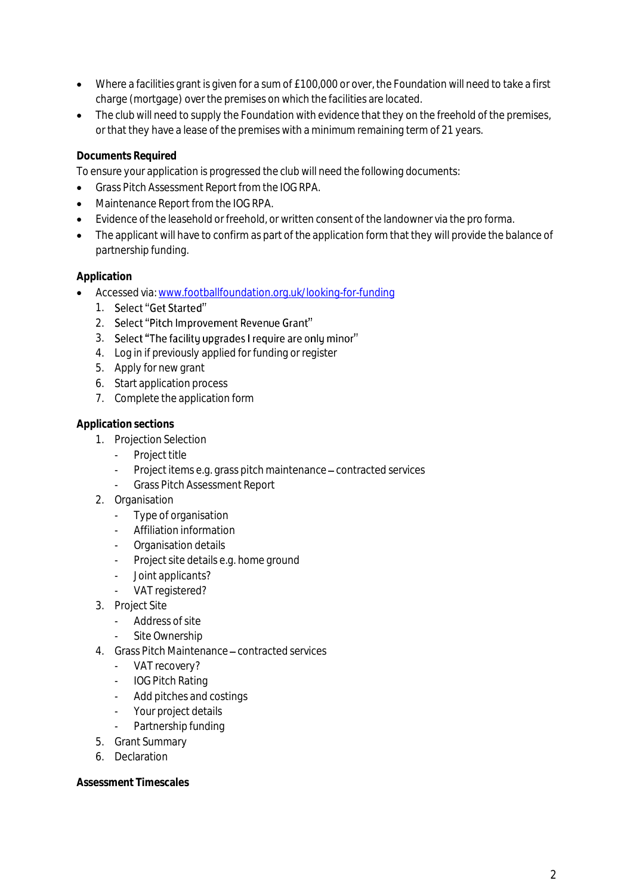- Where a facilities grant is given for a sum of £100,000 or over, the Foundation will need to take a first charge (mortgage) over the premises on which the facilities are located.
- The club will need to supply the Foundation with evidence that they on the freehold of the premises, or that they have a lease of the premises with a minimum remaining term of 21 years.

**Documents Required**

To ensure your application is progressed the club will need the following documents:

- Grass Pitch Assessment Report from the IOG RPA.
- Maintenance Report from the IOG RPA.
- Evidence of the leasehold or freehold, or written consent of the landowner via the pro forma.
- The applicant will have to confirm as part of the application form that they will provide the balance of partnership funding.

**Application**

- Accessed via: [www.footballfoundation.org.uk/looking-for-funding](www.footballfoundation.org.uk/looking-for-funding)
  1. Select "Get Started"
  2. Select "Pitch Improvement Revenue Grant"
  3. Select "The facility upgrades I require are only minor"
  4. Log in if previously applied for funding or register
  5. Apply for new grant
  6. Start application process
  7. Complete the application form

**Application sections**

1. Projection Selection
   - Project title
   - Project items e.g. grass pitch maintenance – contracted services
   - Grass Pitch Assessment Report
2. Organisation
   - Type of organisation
   - Affiliation information
   - Organisation details
   - Project site details e.g. home ground
   - Joint applicants?
   - VAT registered?
3. Project Site
   - Address of site
   - Site Ownership
4. Grass Pitch Maintenance – contracted services
   - VAT recovery?
   - IOG Pitch Rating
   - Add pitches and costings
   - Your project details
   - Partnership funding
5. Grant Summary
6. Declaration

**Assessment Timescales**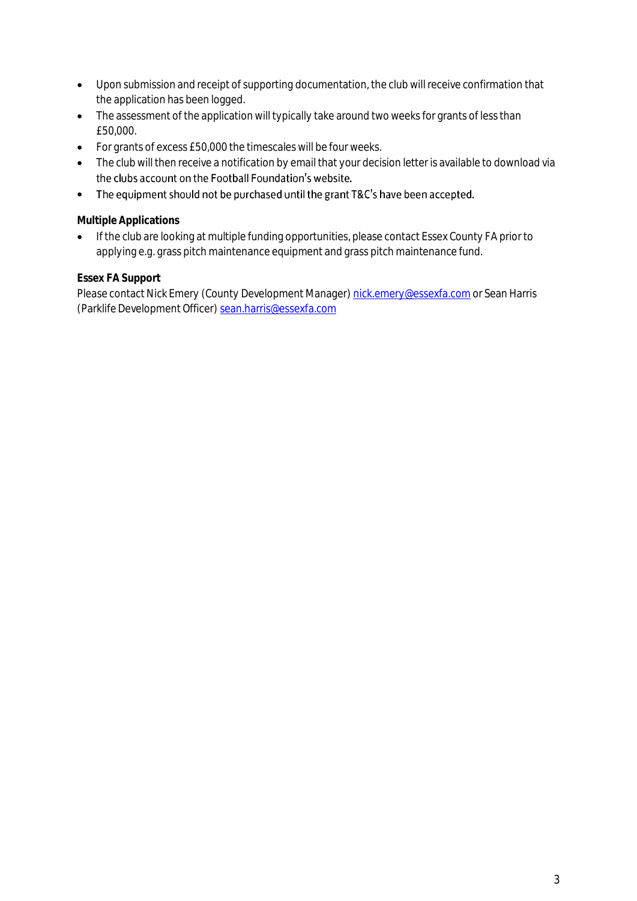- Upon submission and receipt of supporting documentation, the club will receive confirmation that the application has been logged.
- The assessment of the application will typically take around two weeks for grants of less than £50,000.
- For grants of excess £50,000 the timescales will be four weeks.
- The club will then receive a notification by email that your decision letter is available to download via the clubs account on the Football Foundation's website.
- The equipment should not be purchased until the grant T&C's have been accepted.

**Multiple Applications**

- If the club are looking at multiple funding opportunities, please contact Essex County FA prior to applying e.g. grass pitch maintenance equipment and grass pitch maintenance fund.

**Essex FA Support**

Please contact Nick Emery (County Development Manager) nick.emery@essexfa.com or Sean Harris (Parklife Development Officer) sean.harris@essexfa.com